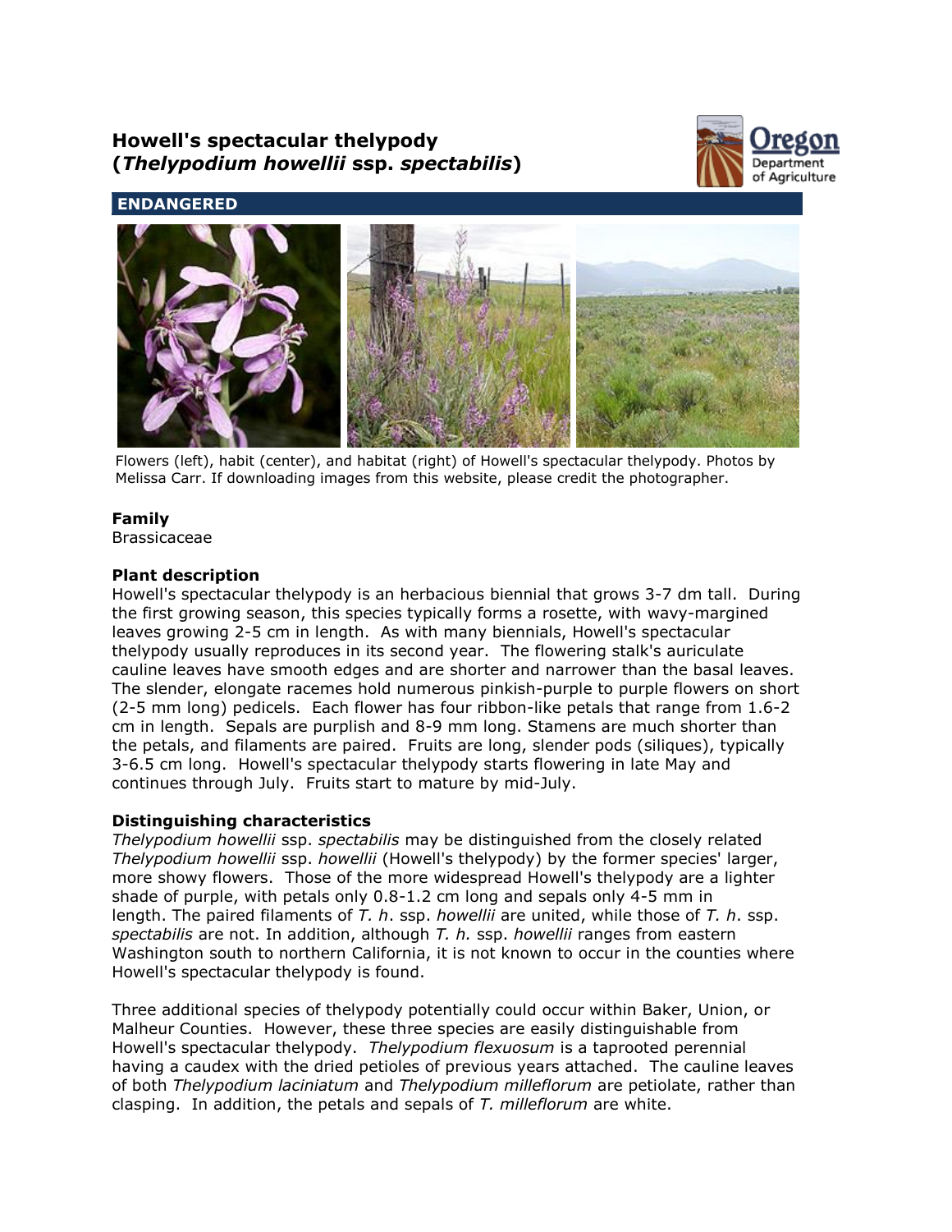# Howell's spectacular thelypody (*Thelypodium howellii* ssp. *spectabilis*)

**ENDANGERED**

Flowers (left), habit (center), and habitat (right) of Howell's spectacular thelypody. Photos by Melissa Carr. If downloading images from this website, please credit the photographer.

### Family

Brassicaceae

### Plant description

Howell's spectacular thelypody is an herbacious biennial that grows 3-7 dm tall. During the first growing season, this species typically forms a rosette, with wavy-margined leaves growing 2-5 cm in length. As with many biennials, Howell's spectacular thelypody usually reproduces in its second year. The flowering stalk's auriculate cauline leaves have smooth edges and are shorter and narrower than the basal leaves. The slender, elongate racemes hold numerous pinkish-purple to purple flowers on short (2-5 mm long) pedicels. Each flower has four ribbon-like petals that range from 1.6-2 cm in length. Sepals are purplish and 8-9 mm long. Stamens are much shorter than the petals, and filaments are paired. Fruits are long, slender pods (siliques), typically 3-6.5 cm long. Howell's spectacular thelypody starts flowering in late May and continues through July. Fruits start to mature by mid-July.

### Distinguishing characteristics

*Thelypodium howellii* ssp. *spectabilis* may be distinguished from the closely related *Thelypodium howellii* ssp. *howellii* (Howell's thelypody) by the former species' larger, more showy flowers. Those of the more widespread Howell's thelypody are a lighter shade of purple, with petals only 0.8-1.2 cm long and sepals only 4-5 mm in length. The paired filaments of *T. h*. ssp. *howellii* are united, while those of *T. h*. ssp. *spectabilis* are not. In addition, although *T. h.* ssp. *howellii* ranges from eastern Washington south to northern California, it is not known to occur in the counties where Howell's spectacular thelypody is found.

Three additional species of thelypody potentially could occur within Baker, Union, or Malheur Counties. However, these three species are easily distinguishable from Howell's spectacular thelypody. *Thelypodium flexuosum* is a taprooted perennial having a caudex with the dried petioles of previous years attached. The cauline leaves of both *Thelypodium laciniatum* and *Thelypodium milleflorum* are petiolate, rather than clasping. In addition, the petals and sepals of *T. milleflorum* are white.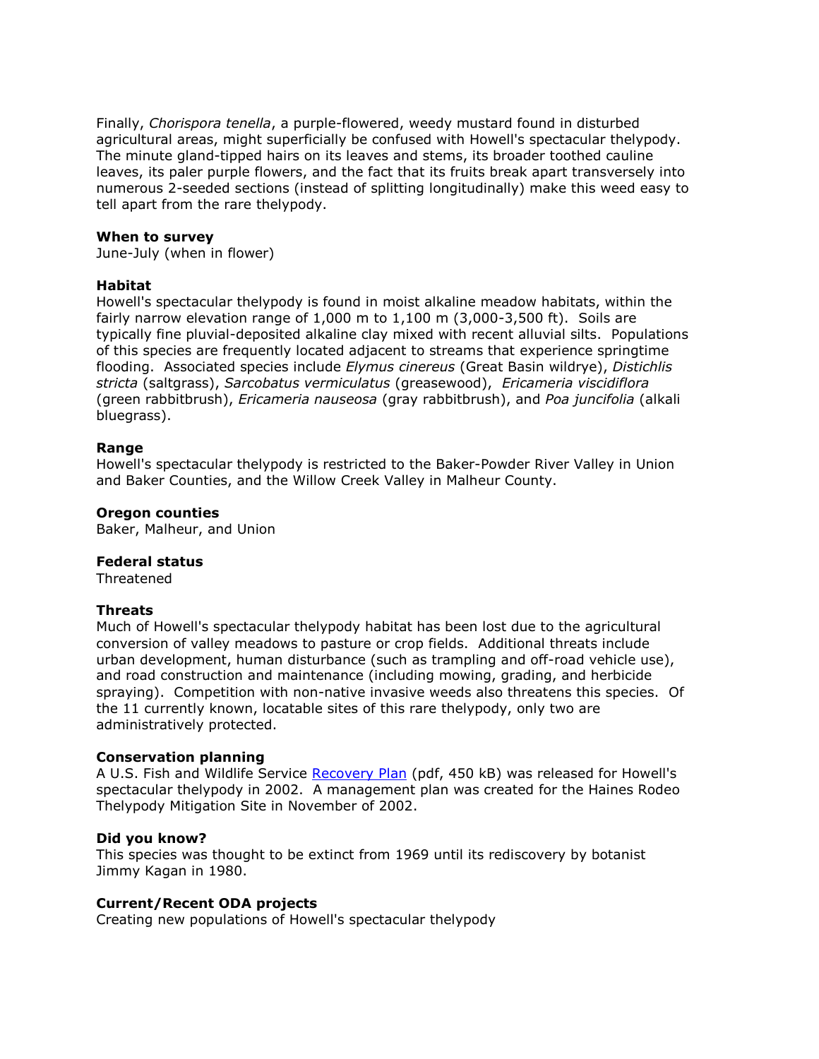Finally, *Chorispora tenella*, a purple-flowered, weedy mustard found in disturbed agricultural areas, might superficially be confused with Howell's spectacular thelypody. The minute gland-tipped hairs on its leaves and stems, its broader toothed cauline leaves, its paler purple flowers, and the fact that its fruits break apart transversely into numerous 2-seeded sections (instead of splitting longitudinally) make this weed easy to tell apart from the rare thelypody.

**When to survey**
June-July (when in flower)

**Habitat**
Howell's spectacular thelypody is found in moist alkaline meadow habitats, within the fairly narrow elevation range of 1,000 m to 1,100 m (3,000-3,500 ft). Soils are typically fine pluvial-deposited alkaline clay mixed with recent alluvial silts. Populations of this species are frequently located adjacent to streams that experience springtime flooding. Associated species include *Elymus cinereus* (Great Basin wildrye), *Distichlis stricta* (saltgrass), *Sarcobatus vermiculatus* (greasewood), *Ericameria viscidiflora* (green rabbitbrush), *Ericameria nauseosa* (gray rabbitbrush), and *Poa juncifolia* (alkali bluegrass).

**Range**
Howell's spectacular thelypody is restricted to the Baker-Powder River Valley in Union and Baker Counties, and the Willow Creek Valley in Malheur County.

**Oregon counties**
Baker, Malheur, and Union

**Federal status**
Threatened

**Threats**
Much of Howell's spectacular thelypody habitat has been lost due to the agricultural conversion of valley meadows to pasture or crop fields. Additional threats include urban development, human disturbance (such as trampling and off-road vehicle use), and road construction and maintenance (including mowing, grading, and herbicide spraying). Competition with non-native invasive weeds also threatens this species. Of the 11 currently known, locatable sites of this rare thelypody, only two are administratively protected.

**Conservation planning**
A U.S. Fish and Wildlife Service Recovery Plan (pdf, 450 kB) was released for Howell's spectacular thelypody in 2002. A management plan was created for the Haines Rodeo Thelypody Mitigation Site in November of 2002.

**Did you know?**
This species was thought to be extinct from 1969 until its rediscovery by botanist Jimmy Kagan in 1980.

**Current/Recent ODA projects**
Creating new populations of Howell's spectacular thelypody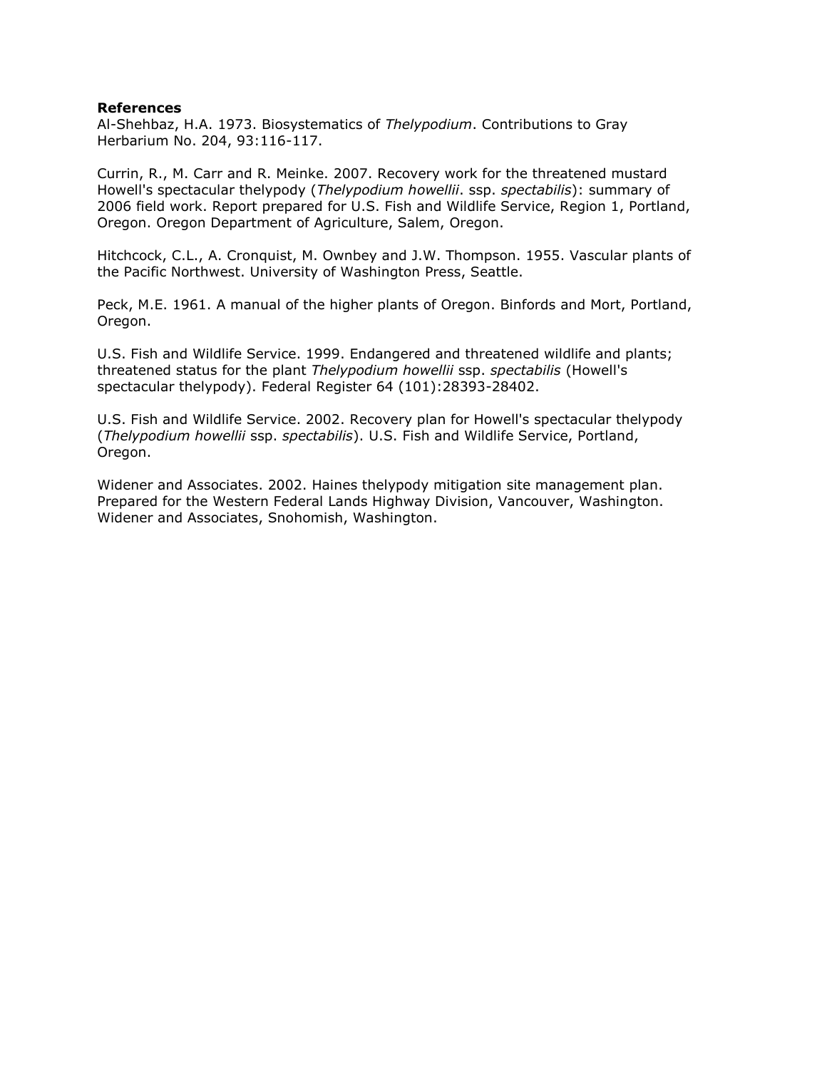**References**

Al-Shehbaz, H.A. 1973. Biosystematics of *Thelypodium*. Contributions to Gray Herbarium No. 204, 93:116-117.

Currin, R., M. Carr and R. Meinke. 2007. Recovery work for the threatened mustard Howell's spectacular thelypody (*Thelypodium howellii*. ssp. *spectabilis*): summary of 2006 field work. Report prepared for U.S. Fish and Wildlife Service, Region 1, Portland, Oregon. Oregon Department of Agriculture, Salem, Oregon.

Hitchcock, C.L., A. Cronquist, M. Ownbey and J.W. Thompson. 1955. Vascular plants of the Pacific Northwest. University of Washington Press, Seattle.

Peck, M.E. 1961. A manual of the higher plants of Oregon. Binfords and Mort, Portland, Oregon.

U.S. Fish and Wildlife Service. 1999. Endangered and threatened wildlife and plants; threatened status for the plant *Thelypodium howellii* ssp. *spectabilis* (Howell's spectacular thelypody). Federal Register 64 (101):28393-28402.

U.S. Fish and Wildlife Service. 2002. Recovery plan for Howell's spectacular thelypody (*Thelypodium howellii* ssp. *spectabilis*). U.S. Fish and Wildlife Service, Portland, Oregon.

Widener and Associates. 2002. Haines thelypody mitigation site management plan. Prepared for the Western Federal Lands Highway Division, Vancouver, Washington. Widener and Associates, Snohomish, Washington.